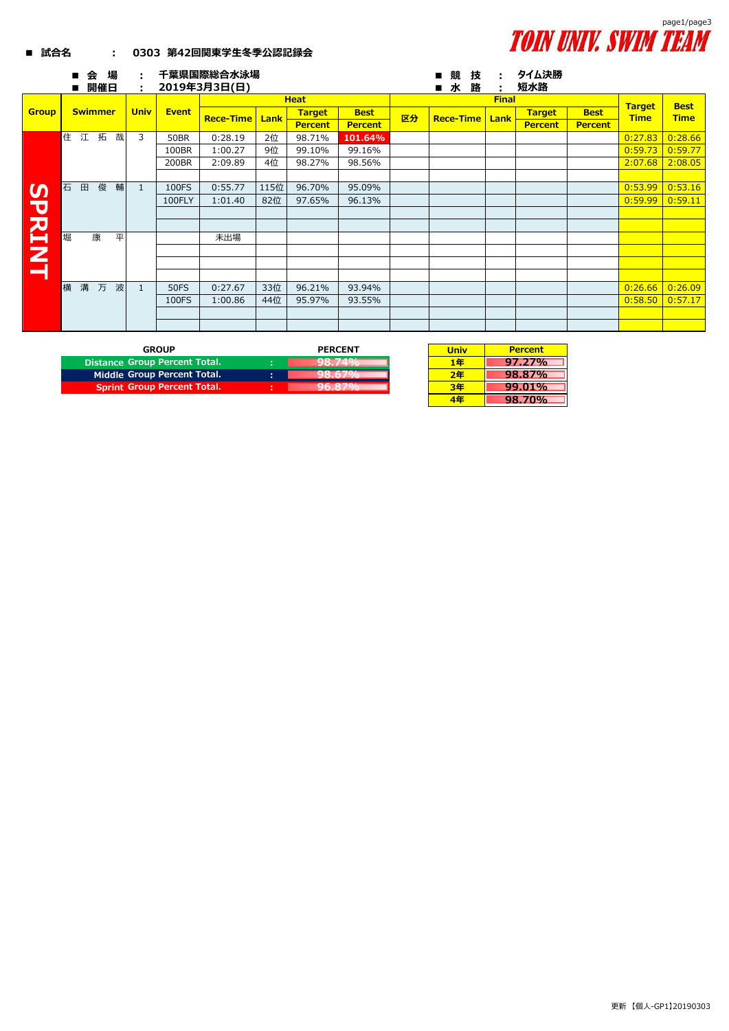**TOIN UNIV. SWIM TEAM**

■ 試合名　：　0303 第42回関東学生冬季公認記録会

■ 会　場　：　千葉県国際総合水泳場
■ 開催日　：　2019年3月3日(日)

■ 競　技　：　タイム決勝
■ 水　路　：　短水路

| Group | Swimmer | Univ | Event | Heat | | | | Final | | | | | Target Time | Best Time |
|---|---|---|---|---|---|---|---|---|---|---|---|---|---|---|
| | | | | Rece-Time | Lank | Target Percent | Best Percent | 区分 | Rece-Time | Lank | Target Percent | Best Percent | | |
| SPRINT | 住　江　拓　哉 | 3 | 50BR | 0:28.19 | 2位 | 98.71% | 101.64% | | | | | | 0:27.83 | 0:28.66 |
| | | | 100BR | 1:00.27 | 9位 | 99.10% | 99.16% | | | | | | 0:59.73 | 0:59.77 |
| | | | 200BR | 2:09.89 | 4位 | 98.27% | 98.56% | | | | | | 2:07.68 | 2:08.05 |
| | | | | | | | | | | | | | | |
| | 石　田　俊　輔 | 1 | 100FS | 0:55.77 | 115位 | 96.70% | 95.09% | | | | | | 0:53.99 | 0:53.16 |
| | | | 100FLY | 1:01.40 | 82位 | 97.65% | 96.13% | | | | | | 0:59.99 | 0:59.11 |
| | | | | | | | | | | | | | | |
| | | | | | | | | | | | | | | |
| | 堀　康　平 | | | 未出場 | | | | | | | | | | |
| | | | | | | | | | | | | | | |
| | | | | | | | | | | | | | | |
| | | | | | | | | | | | | | | |
| | 横　溝　万　波 | 1 | 50FS | 0:27.67 | 33位 | 96.21% | 93.94% | | | | | | 0:26.66 | 0:26.09 |
| | | | 100FS | 1:00.86 | 44位 | 95.97% | 93.55% | | | | | | 0:58.50 | 0:57.17 |
| | | | | | | | | | | | | | | |
| | | | | | | | | | | | | | | |

| GROUP | | PERCENT |
|---|---|---|
| Distance Group Percent Total. | : | 98.74% |
| Middle Group Percent Total. | : | 98.67% |
| Sprint Group Percent Total. | : | 96.87% |

| Univ | Percent |
|---|---|
| 1年 | 97.27% |
| 2年 | 98.87% |
| 3年 | 99.01% |
| 4年 | 98.70% |

更新 【個人-GP1】20190303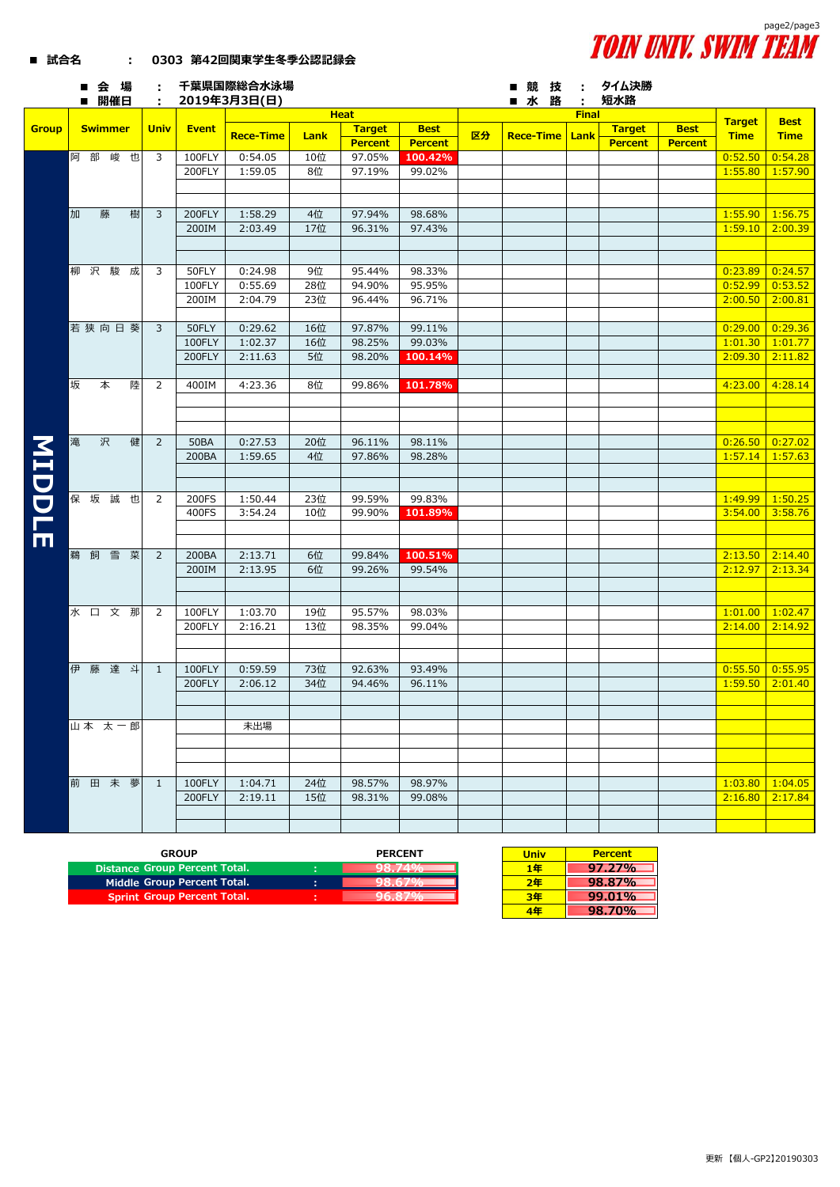TOIN UNIV. SWIM TEAM

■ 試合名　：　0303 第42回関東学生冬季公認記録会

■ 会　場　：　千葉県国際総合水泳場
■ 開催日　：　2019年3月3日(日)

■ 競　技　：　タイム決勝
■ 水　路　：　短水路

| Group | Swimmer | Univ | Event | Heat Rece-Time | Heat Lank | Heat Target Percent | Heat Best Percent | Final 区分 | Final Rece-Time | Final Lank | Final Target Percent | Final Best Percent | Target Time | Best Time |
|---|---|---|---|---|---|---|---|---|---|---|---|---|---|---|
| MIDDLE | 阿部峻也 | 3 | 100FLY | 0:54.05 | 10位 | 97.05% | 100.42% | | | | | | 0:52.50 | 0:54.28 |
| | | | 200FLY | 1:59.05 | 8位 | 97.19% | 99.02% | | | | | | 1:55.80 | 1:57.90 |
| | 加藤樹 | 3 | 200FLY | 1:58.29 | 4位 | 97.94% | 98.68% | | | | | | 1:55.90 | 1:56.75 |
| | | | 200IM | 2:03.49 | 17位 | 96.31% | 97.43% | | | | | | 1:59.10 | 2:00.39 |
| | 柳沢駿成 | 3 | 50FLY | 0:24.98 | 9位 | 95.44% | 98.33% | | | | | | 0:23.89 | 0:24.57 |
| | | | 100FLY | 0:55.69 | 28位 | 94.90% | 95.95% | | | | | | 0:52.99 | 0:53.52 |
| | | | 200IM | 2:04.79 | 23位 | 96.44% | 96.71% | | | | | | 2:00.50 | 2:00.81 |
| | 若狭向日葵 | 3 | 50FLY | 0:29.62 | 16位 | 97.87% | 99.11% | | | | | | 0:29.00 | 0:29.36 |
| | | | 100FLY | 1:02.37 | 16位 | 98.25% | 99.03% | | | | | | 1:01.30 | 1:01.77 |
| | | | 200FLY | 2:11.63 | 5位 | 98.20% | 100.14% | | | | | | 2:09.30 | 2:11.82 |
| | 坂本陸 | 2 | 400IM | 4:23.36 | 8位 | 99.86% | 101.78% | | | | | | 4:23.00 | 4:28.14 |
| | 滝沢健 | 2 | 50BA | 0:27.53 | 20位 | 96.11% | 98.11% | | | | | | 0:26.50 | 0:27.02 |
| | | | 200BA | 1:59.65 | 4位 | 97.86% | 98.28% | | | | | | 1:57.14 | 1:57.63 |
| | 保坂誠也 | 2 | 200FS | 1:50.44 | 23位 | 99.59% | 99.83% | | | | | | 1:49.99 | 1:50.25 |
| | | | 400FS | 3:54.24 | 10位 | 99.90% | 101.89% | | | | | | 3:54.00 | 3:58.76 |
| | 鵜飼雪菜 | 2 | 200BA | 2:13.71 | 6位 | 99.84% | 100.51% | | | | | | 2:13.50 | 2:14.40 |
| | | | 200IM | 2:13.95 | 6位 | 99.26% | 99.54% | | | | | | 2:12.97 | 2:13.34 |
| | 水口文那 | 2 | 100FLY | 1:03.70 | 19位 | 95.57% | 98.03% | | | | | | 1:01.00 | 1:02.47 |
| | | | 200FLY | 2:16.21 | 13位 | 98.35% | 99.04% | | | | | | 2:14.00 | 2:14.92 |
| | 伊藤達斗 | 1 | 100FLY | 0:59.59 | 73位 | 92.63% | 93.49% | | | | | | 0:55.50 | 0:55.95 |
| | | | 200FLY | 2:06.12 | 34位 | 94.46% | 96.11% | | | | | | 1:59.50 | 2:01.40 |
| | 山本太一郎 | | | 未出場 | | | | | | | | | | |
| | 前田末夢 | 1 | 100FLY | 1:04.71 | 24位 | 98.57% | 98.97% | | | | | | 1:03.80 | 1:04.05 |
| | | | 200FLY | 2:19.11 | 15位 | 98.31% | 99.08% | | | | | | 2:16.80 | 2:17.84 |

| GROUP | | PERCENT |
|---|---|---|
| Distance Group Percent Total. | : | 98.74% |
| Middle Group Percent Total. | : | 98.67% |
| Sprint Group Percent Total. | : | 96.87% |

| Univ | Percent |
|---|---|
| 1年 | 97.27% |
| 2年 | 98.87% |
| 3年 | 99.01% |
| 4年 | 98.70% |

更新【個人-GP2】20190303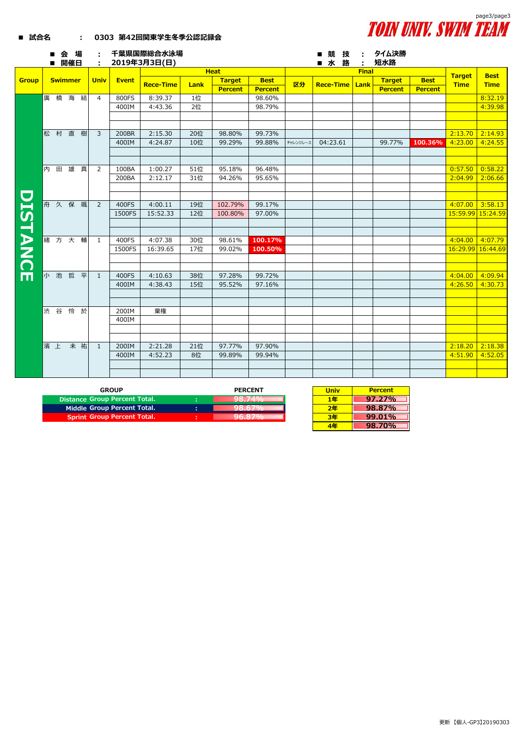■ 試合名 : 0303 第42回関東学生冬季公認記録会

TOIN UNIV. SWIM TEAM

■ 会 場 : 千葉県国際総合水泳場
■ 開催日 : 2019年3月3日(日)

■ 競 技 : タイム決勝
■ 水 路 : 短水路

| Group | Swimmer | Univ | Event | Heat | | | | Final | | | | | Target Time | Best Time |
|---|---|---|---|---|---|---|---|---|---|---|---|---|---|---|
| | | | | Rece-Time | Lank | Target Percent | Best Percent | 区分 | Rece-Time | Lank | Target Percent | Best Percent | | |
| DISTANCE | 廣 橋 海 結 | 4 | 800FS | 8:39.37 | 1位 | | 98.60% | | | | | | | 8:32.19 |
| | | | 400IM | 4:43.36 | 2位 | | 98.79% | | | | | | | 4:39.98 |
| | 松 村 直 樹 | 3 | 200BR | 2:15.30 | 20位 | 98.80% | 99.73% | | | | | | 2:13.70 | 2:14.93 |
| | | | 400IM | 4:24.87 | 10位 | 99.29% | 99.88% | ﾁｬﾚﾝｼﾞﾚｰｽ | 04:23.61 | | 99.77% | 100.36% | 4:23.00 | 4:24.55 |
| | 内 田 雄 真 | 2 | 100BA | 1:00.27 | 51位 | 95.18% | 96.48% | | | | | | 0:57.50 | 0:58.22 |
| | | | 200BA | 2:12.17 | 31位 | 94.26% | 95.65% | | | | | | 2:04.99 | 2:06.66 |
| | 舟 久 保 颯 | 2 | 400FS | 4:00.11 | 19位 | 102.79% | 99.17% | | | | | | 4:07.00 | 3:58.13 |
| | | | 1500FS | 15:52.33 | 12位 | 100.80% | 97.00% | | | | | | 15:59.99 | 15:24.59 |
| | 緒 方 大 輔 | 1 | 400FS | 4:07.38 | 30位 | 98.61% | 100.17% | | | | | | 4:04.00 | 4:07.79 |
| | | | 1500FS | 16:39.65 | 17位 | 99.02% | 100.50% | | | | | | 16:29.99 | 16:44.69 |
| | 小 池 哲 平 | 1 | 400FS | 4:10.63 | 38位 | 97.28% | 99.72% | | | | | | 4:04.00 | 4:09.94 |
| | | | 400IM | 4:38.43 | 15位 | 95.52% | 97.16% | | | | | | 4:26.50 | 4:30.73 |
| | 渋 谷 怜 於 | | 200IM | 棄権 | | | | | | | | | | |
| | | | 400IM | | | | | | | | | | | |
| | 濱 上 未 祐 | 1 | 200IM | 2:21.28 | 21位 | 97.77% | 97.90% | | | | | | 2:18.20 | 2:18.38 |
| | | | 400IM | 4:52.23 | 8位 | 99.89% | 99.94% | | | | | | 4:51.90 | 4:52.05 |

| GROUP | | PERCENT |
|---|---|---|
| Distance Group Percent Total. | : | 98.74% |
| Middle Group Percent Total. | : | 98.67% |
| Sprint Group Percent Total. | : | 96.87% |

| Univ | Percent |
|---|---|
| 1年 | 97.27% |
| 2年 | 98.87% |
| 3年 | 99.01% |
| 4年 | 98.70% |

更新【個人-GP3】20190303